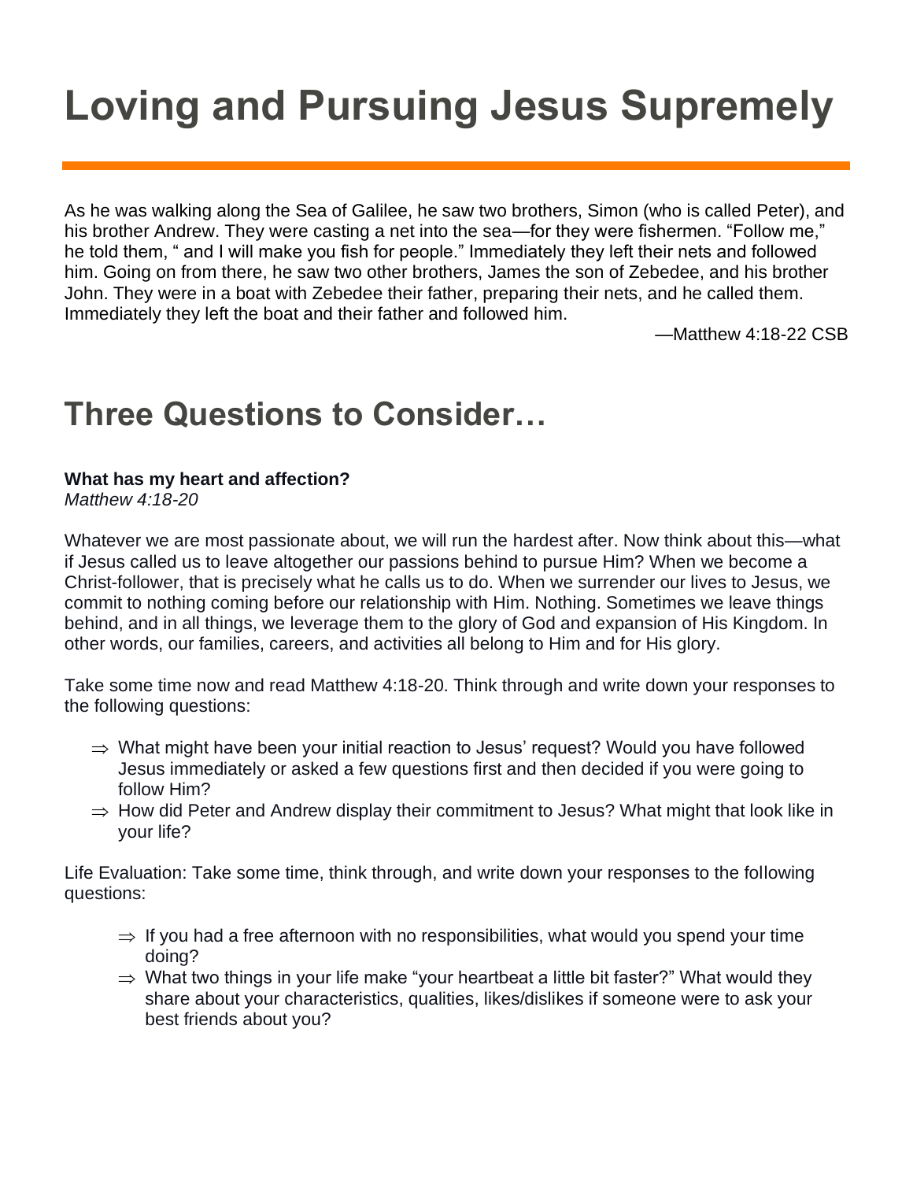# Loving and Pursuing Jesus Supremely

As he was walking along the Sea of Galilee, he saw two brothers, Simon (who is called Peter), and his brother Andrew. They were casting a net into the sea—for they were fishermen. "Follow me," he told them, " and I will make you fish for people." Immediately they left their nets and followed him. Going on from there, he saw two other brothers, James the son of Zebedee, and his brother John. They were in a boat with Zebedee their father, preparing their nets, and he called them. Immediately they left the boat and their father and followed him.

—Matthew 4:18-22 CSB

## Three Questions to Consider…

**What has my heart and affection?**
*Matthew 4:18-20*

Whatever we are most passionate about, we will run the hardest after. Now think about this—what if Jesus called us to leave altogether our passions behind to pursue Him? When we become a Christ-follower, that is precisely what he calls us to do. When we surrender our lives to Jesus, we commit to nothing coming before our relationship with Him. Nothing. Sometimes we leave things behind, and in all things, we leverage them to the glory of God and expansion of His Kingdom. In other words, our families, careers, and activities all belong to Him and for His glory.

Take some time now and read Matthew 4:18-20. Think through and write down your responses to the following questions:

- ⇒ What might have been your initial reaction to Jesus' request? Would you have followed Jesus immediately or asked a few questions first and then decided if you were going to follow Him?
- ⇒ How did Peter and Andrew display their commitment to Jesus? What might that look like in your life?

Life Evaluation: Take some time, think through, and write down your responses to the following questions:

- ⇒ If you had a free afternoon with no responsibilities, what would you spend your time doing?
- ⇒ What two things in your life make "your heartbeat a little bit faster?" What would they share about your characteristics, qualities, likes/dislikes if someone were to ask your best friends about you?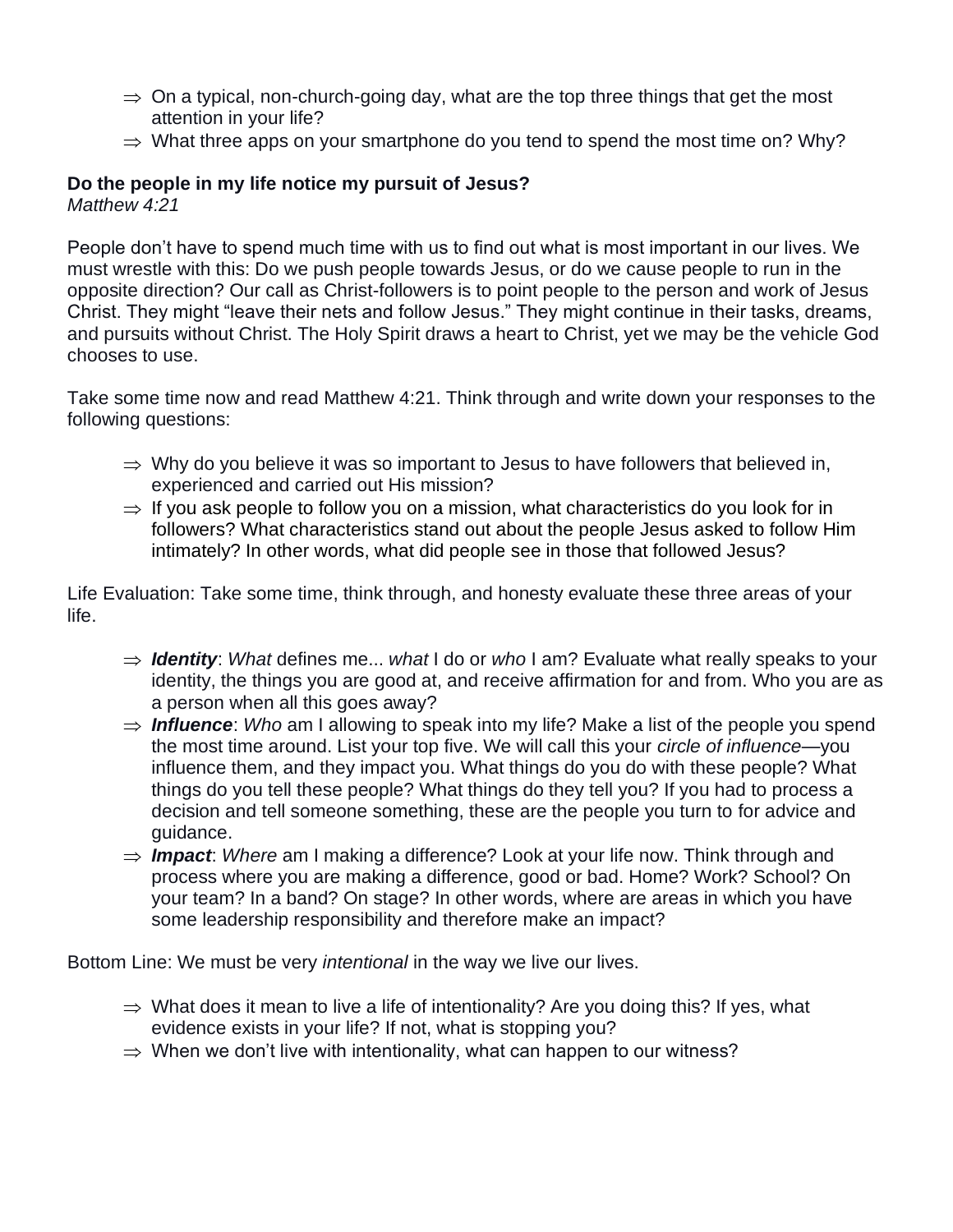- ⇒ On a typical, non-church-going day, what are the top three things that get the most attention in your life?
- ⇒ What three apps on your smartphone do you tend to spend the most time on? Why?

**Do the people in my life notice my pursuit of Jesus?**
*Matthew 4:21*

People don't have to spend much time with us to find out what is most important in our lives. We must wrestle with this: Do we push people towards Jesus, or do we cause people to run in the opposite direction? Our call as Christ-followers is to point people to the person and work of Jesus Christ. They might "leave their nets and follow Jesus." They might continue in their tasks, dreams, and pursuits without Christ. The Holy Spirit draws a heart to Christ, yet we may be the vehicle God chooses to use.

Take some time now and read Matthew 4:21. Think through and write down your responses to the following questions:

- ⇒ Why do you believe it was so important to Jesus to have followers that believed in, experienced and carried out His mission?
- ⇒ If you ask people to follow you on a mission, what characteristics do you look for in followers? What characteristics stand out about the people Jesus asked to follow Him intimately? In other words, what did people see in those that followed Jesus?

Life Evaluation: Take some time, think through, and honesty evaluate these three areas of your life.

- ⇒ ***Identity***: *What* defines me... *what* I do or *who* I am? Evaluate what really speaks to your identity, the things you are good at, and receive affirmation for and from. Who you are as a person when all this goes away?
- ⇒ ***Influence***: *Who* am I allowing to speak into my life? Make a list of the people you spend the most time around. List your top five. We will call this your *circle of influence*—you influence them, and they impact you. What things do you do with these people? What things do you tell these people? What things do they tell you? If you had to process a decision and tell someone something, these are the people you turn to for advice and guidance.
- ⇒ ***Impact***: *Where* am I making a difference? Look at your life now. Think through and process where you are making a difference, good or bad. Home? Work? School? On your team? In a band? On stage? In other words, where are areas in which you have some leadership responsibility and therefore make an impact?

Bottom Line: We must be very *intentional* in the way we live our lives.

- ⇒ What does it mean to live a life of intentionality? Are you doing this? If yes, what evidence exists in your life? If not, what is stopping you?
- ⇒ When we don't live with intentionality, what can happen to our witness?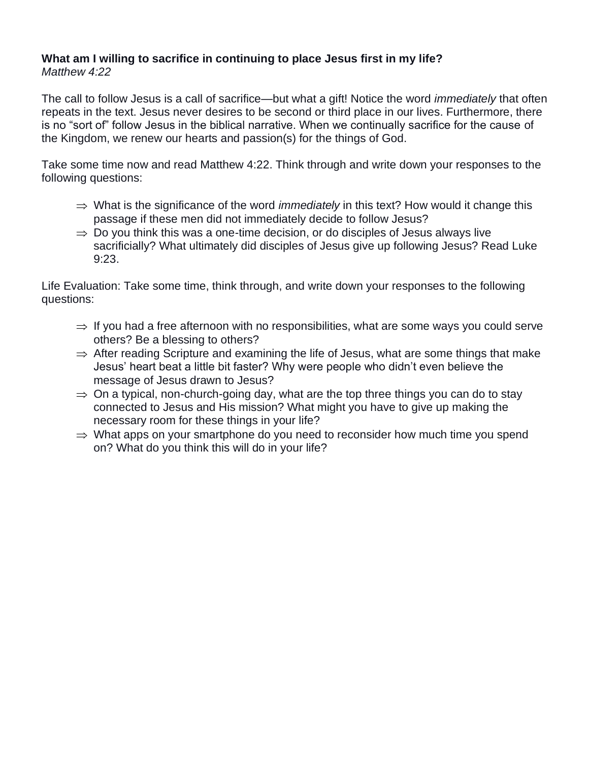**What am I willing to sacrifice in continuing to place Jesus first in my life?**
*Matthew 4:22*

The call to follow Jesus is a call of sacrifice—but what a gift! Notice the word *immediately* that often repeats in the text. Jesus never desires to be second or third place in our lives. Furthermore, there is no "sort of" follow Jesus in the biblical narrative. When we continually sacrifice for the cause of the Kingdom, we renew our hearts and passion(s) for the things of God.

Take some time now and read Matthew 4:22. Think through and write down your responses to the following questions:

- ⇒ What is the significance of the word *immediately* in this text? How would it change this passage if these men did not immediately decide to follow Jesus?
- ⇒ Do you think this was a one-time decision, or do disciples of Jesus always live sacrificially? What ultimately did disciples of Jesus give up following Jesus? Read Luke 9:23.

Life Evaluation: Take some time, think through, and write down your responses to the following questions:

- ⇒ If you had a free afternoon with no responsibilities, what are some ways you could serve others? Be a blessing to others?
- ⇒ After reading Scripture and examining the life of Jesus, what are some things that make Jesus' heart beat a little bit faster? Why were people who didn't even believe the message of Jesus drawn to Jesus?
- ⇒ On a typical, non-church-going day, what are the top three things you can do to stay connected to Jesus and His mission? What might you have to give up making the necessary room for these things in your life?
- ⇒ What apps on your smartphone do you need to reconsider how much time you spend on? What do you think this will do in your life?